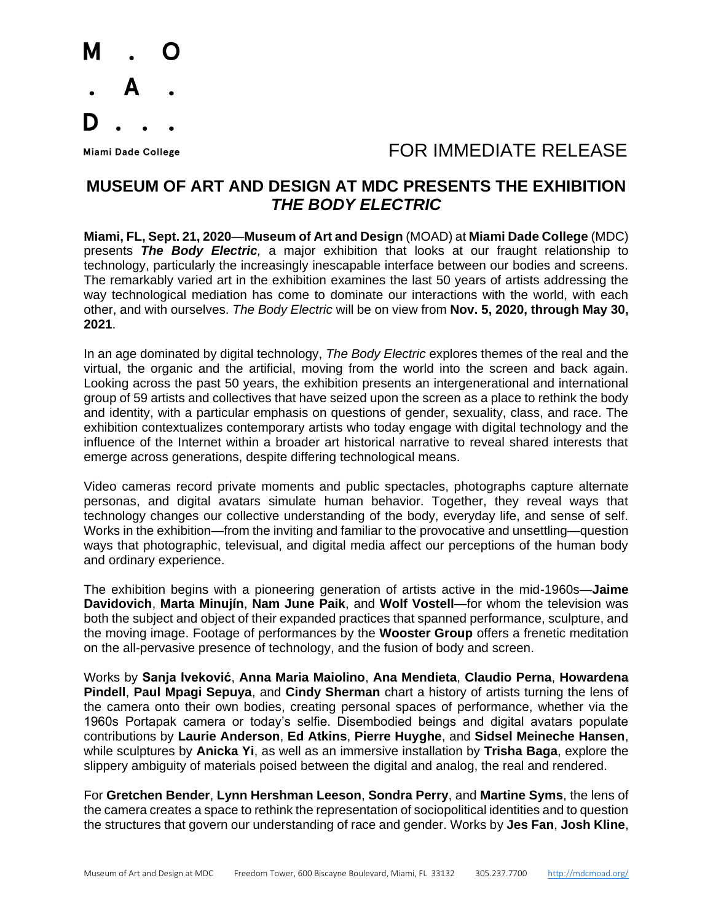M . O
. A .
D . . .

Miami Dade College

FOR IMMEDIATE RELEASE

# MUSEUM OF ART AND DESIGN AT MDC PRESENTS THE EXHIBITION *THE BODY ELECTRIC*

**Miami, FL, Sept. 21, 2020**—**Museum of Art and Design** (MOAD) at **Miami Dade College** (MDC) presents ***The Body Electric***, a major exhibition that looks at our fraught relationship to technology, particularly the increasingly inescapable interface between our bodies and screens. The remarkably varied art in the exhibition examines the last 50 years of artists addressing the way technological mediation has come to dominate our interactions with the world, with each other, and with ourselves. *The Body Electric* will be on view from **Nov. 5, 2020, through May 30, 2021**.

In an age dominated by digital technology, *The Body Electric* explores themes of the real and the virtual, the organic and the artificial, moving from the world into the screen and back again. Looking across the past 50 years, the exhibition presents an intergenerational and international group of 59 artists and collectives that have seized upon the screen as a place to rethink the body and identity, with a particular emphasis on questions of gender, sexuality, class, and race. The exhibition contextualizes contemporary artists who today engage with digital technology and the influence of the Internet within a broader art historical narrative to reveal shared interests that emerge across generations, despite differing technological means.

Video cameras record private moments and public spectacles, photographs capture alternate personas, and digital avatars simulate human behavior. Together, they reveal ways that technology changes our collective understanding of the body, everyday life, and sense of self. Works in the exhibition—from the inviting and familiar to the provocative and unsettling—question ways that photographic, televisual, and digital media affect our perceptions of the human body and ordinary experience.

The exhibition begins with a pioneering generation of artists active in the mid-1960s—**Jaime Davidovich**, **Marta Minujín**, **Nam June Paik**, and **Wolf Vostell**—for whom the television was both the subject and object of their expanded practices that spanned performance, sculpture, and the moving image. Footage of performances by the **Wooster Group** offers a frenetic meditation on the all-pervasive presence of technology, and the fusion of body and screen.

Works by **Sanja Iveković**, **Anna Maria Maiolino**, **Ana Mendieta**, **Claudio Perna**, **Howardena Pindell**, **Paul Mpagi Sepuya**, and **Cindy Sherman** chart a history of artists turning the lens of the camera onto their own bodies, creating personal spaces of performance, whether via the 1960s Portapak camera or today's selfie. Disembodied beings and digital avatars populate contributions by **Laurie Anderson**, **Ed Atkins**, **Pierre Huyghe**, and **Sidsel Meineche Hansen**, while sculptures by **Anicka Yi**, as well as an immersive installation by **Trisha Baga**, explore the slippery ambiguity of materials poised between the digital and analog, the real and rendered.

For **Gretchen Bender**, **Lynn Hershman Leeson**, **Sondra Perry**, and **Martine Syms**, the lens of the camera creates a space to rethink the representation of sociopolitical identities and to question the structures that govern our understanding of race and gender. Works by **Jes Fan**, **Josh Kline**,

Museum of Art and Design at MDC Freedom Tower, 600 Biscayne Boulevard, Miami, FL 33132 305.237.7700 http://mdcmoad.org/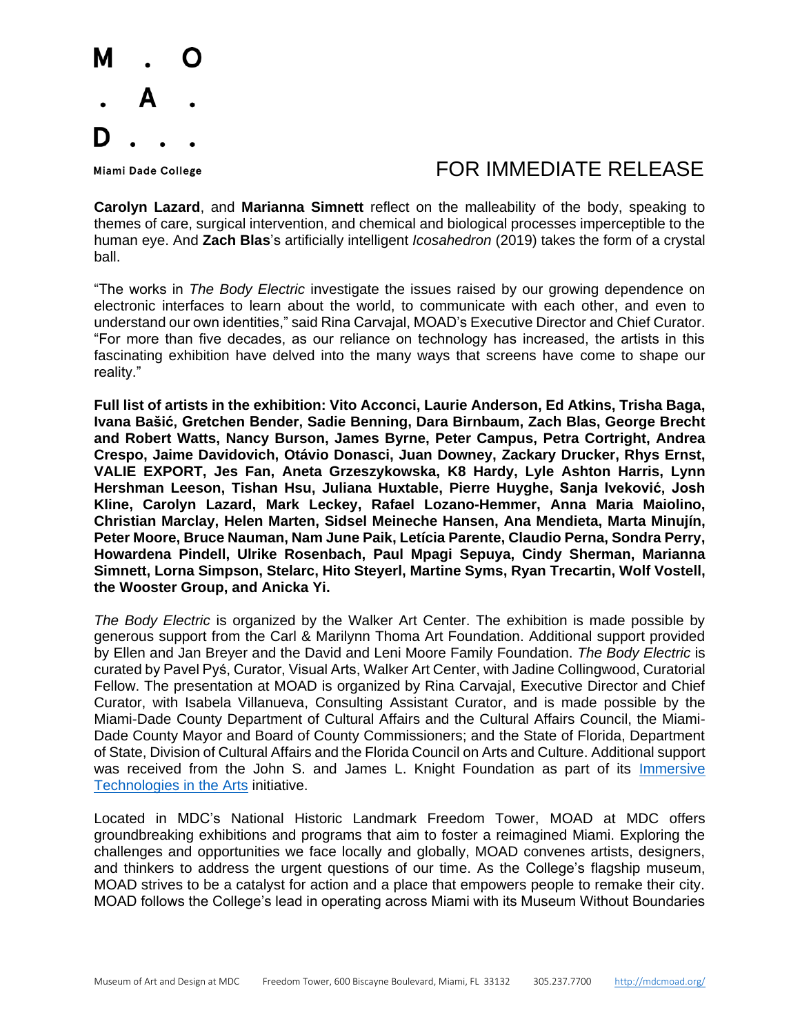**Carolyn Lazard**, and **Marianna Simnett** reflect on the malleability of the body, speaking to themes of care, surgical intervention, and chemical and biological processes imperceptible to the human eye. And **Zach Blas**'s artificially intelligent *Icosahedron* (2019) takes the form of a crystal ball.

"The works in *The Body Electric* investigate the issues raised by our growing dependence on electronic interfaces to learn about the world, to communicate with each other, and even to understand our own identities," said Rina Carvajal, MOAD's Executive Director and Chief Curator. "For more than five decades, as our reliance on technology has increased, the artists in this fascinating exhibition have delved into the many ways that screens have come to shape our reality."

**Full list of artists in the exhibition: Vito Acconci, Laurie Anderson, Ed Atkins, Trisha Baga, Ivana Bašić, Gretchen Bender, Sadie Benning, Dara Birnbaum, Zach Blas, George Brecht and Robert Watts, Nancy Burson, James Byrne, Peter Campus, Petra Cortright, Andrea Crespo, Jaime Davidovich, Otávio Donasci, Juan Downey, Zackary Drucker, Rhys Ernst, VALIE EXPORT, Jes Fan, Aneta Grzeszykowska, K8 Hardy, Lyle Ashton Harris, Lynn Hershman Leeson, Tishan Hsu, Juliana Huxtable, Pierre Huyghe, Sanja Iveković, Josh Kline, Carolyn Lazard, Mark Leckey, Rafael Lozano-Hemmer, Anna Maria Maiolino, Christian Marclay, Helen Marten, Sidsel Meineche Hansen, Ana Mendieta, Marta Minujín, Peter Moore, Bruce Nauman, Nam June Paik, Letícia Parente, Claudio Perna, Sondra Perry, Howardena Pindell, Ulrike Rosenbach, Paul Mpagi Sepuya, Cindy Sherman, Marianna Simnett, Lorna Simpson, Stelarc, Hito Steyerl, Martine Syms, Ryan Trecartin, Wolf Vostell, the Wooster Group, and Anicka Yi.**

*The Body Electric* is organized by the Walker Art Center. The exhibition is made possible by generous support from the Carl & Marilynn Thoma Art Foundation. Additional support provided by Ellen and Jan Breyer and the David and Leni Moore Family Foundation. *The Body Electric* is curated by Pavel Pyś, Curator, Visual Arts, Walker Art Center, with Jadine Collingwood, Curatorial Fellow. The presentation at MOAD is organized by Rina Carvajal, Executive Director and Chief Curator, with Isabela Villanueva, Consulting Assistant Curator, and is made possible by the Miami-Dade County Department of Cultural Affairs and the Cultural Affairs Council, the Miami-Dade County Mayor and Board of County Commissioners; and the State of Florida, Department of State, Division of Cultural Affairs and the Florida Council on Arts and Culture. Additional support was received from the John S. and James L. Knight Foundation as part of its Immersive Technologies in the Arts initiative.

Located in MDC's National Historic Landmark Freedom Tower, MOAD at MDC offers groundbreaking exhibitions and programs that aim to foster a reimagined Miami. Exploring the challenges and opportunities we face locally and globally, MOAD convenes artists, designers, and thinkers to address the urgent questions of our time. As the College's flagship museum, MOAD strives to be a catalyst for action and a place that empowers people to remake their city. MOAD follows the College's lead in operating across Miami with its Museum Without Boundaries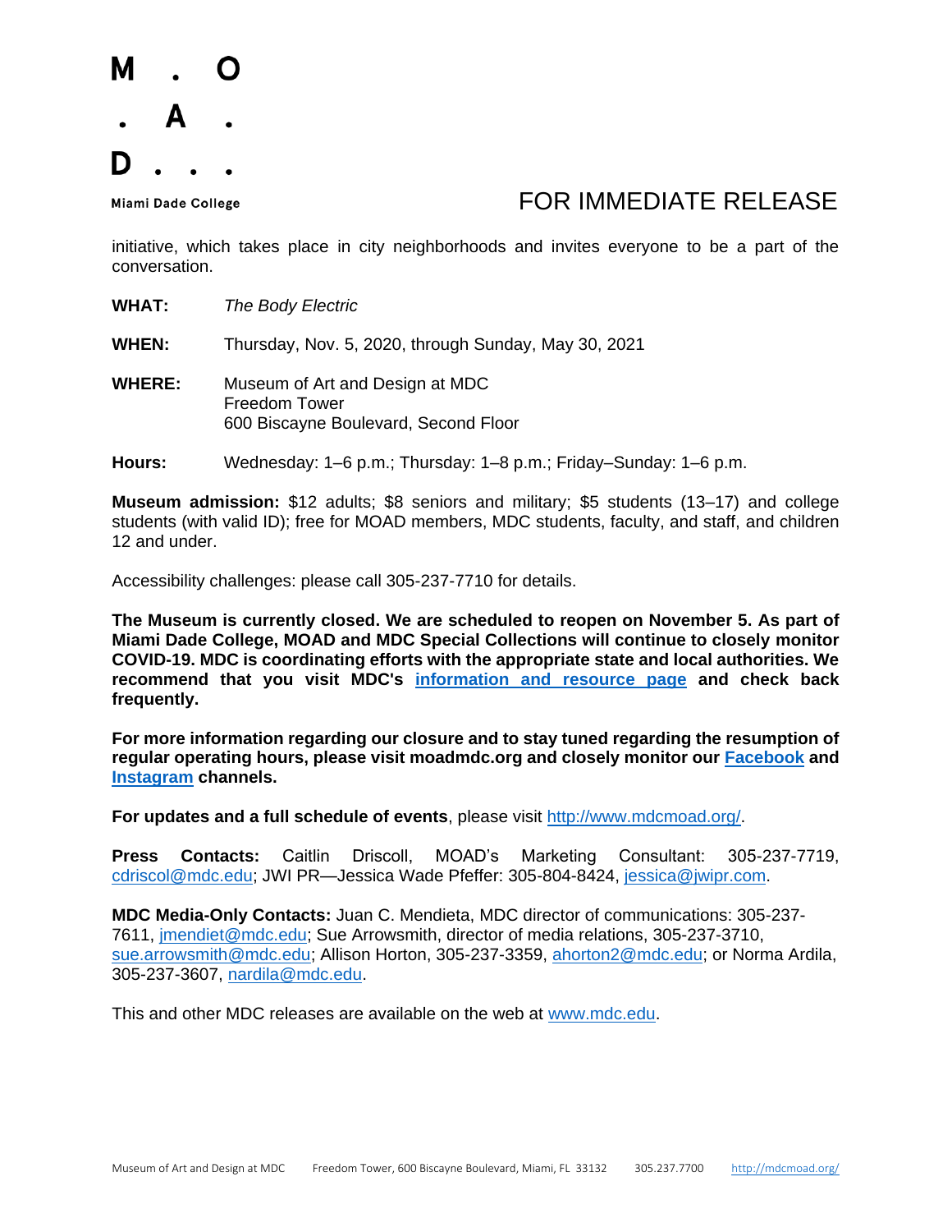initiative, which takes place in city neighborhoods and invites everyone to be a part of the conversation.

**WHAT:** *The Body Electric*

**WHEN:** Thursday, Nov. 5, 2020, through Sunday, May 30, 2021

**WHERE:** Museum of Art and Design at MDC
Freedom Tower
600 Biscayne Boulevard, Second Floor

**Hours:** Wednesday: 1–6 p.m.; Thursday: 1–8 p.m.; Friday–Sunday: 1–6 p.m.

**Museum admission:** $12 adults; $8 seniors and military; $5 students (13–17) and college students (with valid ID); free for MOAD members, MDC students, faculty, and staff, and children 12 and under.

Accessibility challenges: please call 305-237-7710 for details.

**The Museum is currently closed. We are scheduled to reopen on November 5. As part of Miami Dade College, MOAD and MDC Special Collections will continue to closely monitor COVID-19. MDC is coordinating efforts with the appropriate state and local authorities. We recommend that you visit MDC's information and resource page and check back frequently.**

**For more information regarding our closure and to stay tuned regarding the resumption of regular operating hours, please visit moadmdc.org and closely monitor our Facebook and Instagram channels.**

**For updates and a full schedule of events**, please visit http://www.mdcmoad.org/.

**Press Contacts:** Caitlin Driscoll, MOAD's Marketing Consultant: 305-237-7719, cdriscol@mdc.edu; JWI PR—Jessica Wade Pfeffer: 305-804-8424, jessica@jwipr.com.

**MDC Media-Only Contacts:** Juan C. Mendieta, MDC director of communications: 305-237-7611, jmendiet@mdc.edu; Sue Arrowsmith, director of media relations, 305-237-3710, sue.arrowsmith@mdc.edu; Allison Horton, 305-237-3359, ahorton2@mdc.edu; or Norma Ardila, 305-237-3607, nardila@mdc.edu.

This and other MDC releases are available on the web at www.mdc.edu.